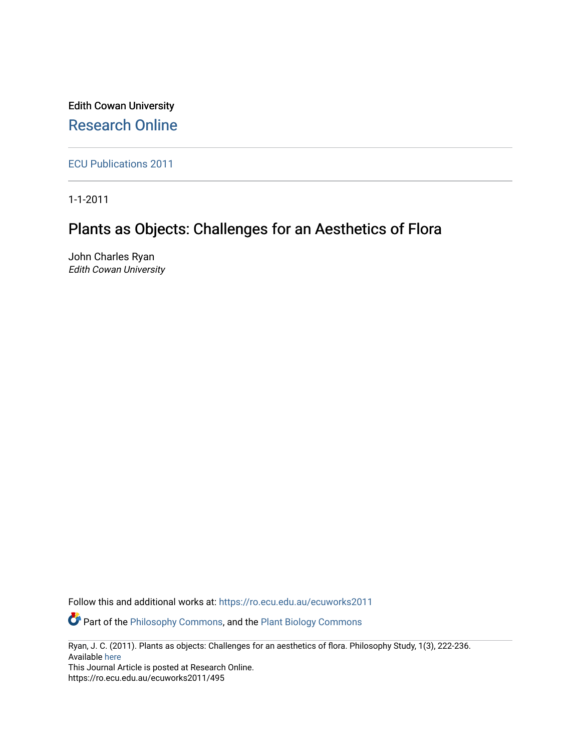Edith Cowan University

## Research Online

ECU Publications 2011

1-1-2011

# Plants as Objects: Challenges for an Aesthetics of Flora

John Charles Ryan
*Edith Cowan University*

Follow this and additional works at: https://ro.ecu.edu.au/ecuworks2011

Part of the Philosophy Commons, and the Plant Biology Commons

Ryan, J. C. (2011). Plants as objects: Challenges for an aesthetics of flora. Philosophy Study, 1(3), 222-236.
Available here
This Journal Article is posted at Research Online.
https://ro.ecu.edu.au/ecuworks2011/495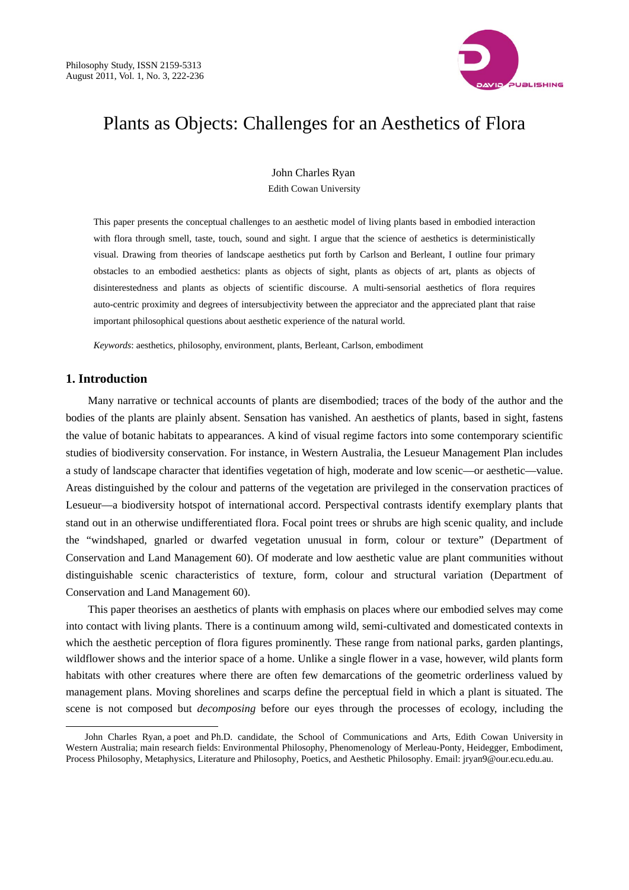# Plants as Objects: Challenges for an Aesthetics of Flora

John Charles Ryan
Edith Cowan University

This paper presents the conceptual challenges to an aesthetic model of living plants based in embodied interaction with flora through smell, taste, touch, sound and sight. I argue that the science of aesthetics is deterministically visual. Drawing from theories of landscape aesthetics put forth by Carlson and Berleant, I outline four primary obstacles to an embodied aesthetics: plants as objects of sight, plants as objects of art, plants as objects of disinterestedness and plants as objects of scientific discourse. A multi-sensorial aesthetics of flora requires auto-centric proximity and degrees of intersubjectivity between the appreciator and the appreciated plant that raise important philosophical questions about aesthetic experience of the natural world.

*Keywords*: aesthetics, philosophy, environment, plants, Berleant, Carlson, embodiment

## 1. Introduction

Many narrative or technical accounts of plants are disembodied; traces of the body of the author and the bodies of the plants are plainly absent. Sensation has vanished. An aesthetics of plants, based in sight, fastens the value of botanic habitats to appearances. A kind of visual regime factors into some contemporary scientific studies of biodiversity conservation. For instance, in Western Australia, the Lesueur Management Plan includes a study of landscape character that identifies vegetation of high, moderate and low scenic—or aesthetic—value. Areas distinguished by the colour and patterns of the vegetation are privileged in the conservation practices of Lesueur—a biodiversity hotspot of international accord. Perspectival contrasts identify exemplary plants that stand out in an otherwise undifferentiated flora. Focal point trees or shrubs are high scenic quality, and include the "windshaped, gnarled or dwarfed vegetation unusual in form, colour or texture" (Department of Conservation and Land Management 60). Of moderate and low aesthetic value are plant communities without distinguishable scenic characteristics of texture, form, colour and structural variation (Department of Conservation and Land Management 60).

This paper theorises an aesthetics of plants with emphasis on places where our embodied selves may come into contact with living plants. There is a continuum among wild, semi-cultivated and domesticated contexts in which the aesthetic perception of flora figures prominently. These range from national parks, garden plantings, wildflower shows and the interior space of a home. Unlike a single flower in a vase, however, wild plants form habitats with other creatures where there are often few demarcations of the geometric orderliness valued by management plans. Moving shorelines and scarps define the perceptual field in which a plant is situated. The scene is not composed but *decomposing* before our eyes through the processes of ecology, including the

---

John Charles Ryan, a poet and Ph.D. candidate, the School of Communications and Arts, Edith Cowan University in Western Australia; main research fields: Environmental Philosophy, Phenomenology of Merleau-Ponty, Heidegger, Embodiment, Process Philosophy, Metaphysics, Literature and Philosophy, Poetics, and Aesthetic Philosophy. Email: jryan9@our.ecu.edu.au.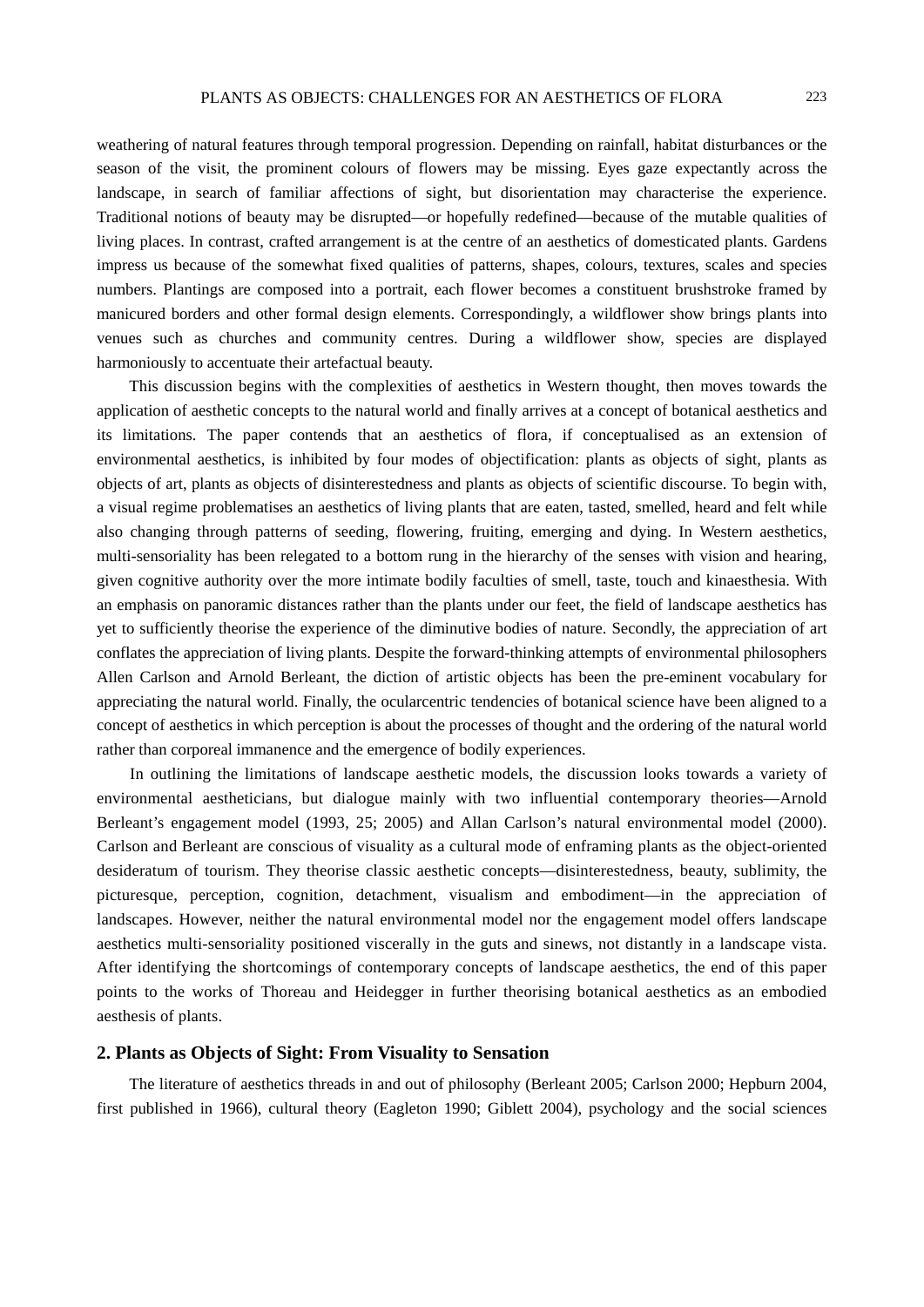weathering of natural features through temporal progression. Depending on rainfall, habitat disturbances or the season of the visit, the prominent colours of flowers may be missing. Eyes gaze expectantly across the landscape, in search of familiar affections of sight, but disorientation may characterise the experience. Traditional notions of beauty may be disrupted—or hopefully redefined—because of the mutable qualities of living places. In contrast, crafted arrangement is at the centre of an aesthetics of domesticated plants. Gardens impress us because of the somewhat fixed qualities of patterns, shapes, colours, textures, scales and species numbers. Plantings are composed into a portrait, each flower becomes a constituent brushstroke framed by manicured borders and other formal design elements. Correspondingly, a wildflower show brings plants into venues such as churches and community centres. During a wildflower show, species are displayed harmoniously to accentuate their artefactual beauty.

This discussion begins with the complexities of aesthetics in Western thought, then moves towards the application of aesthetic concepts to the natural world and finally arrives at a concept of botanical aesthetics and its limitations. The paper contends that an aesthetics of flora, if conceptualised as an extension of environmental aesthetics, is inhibited by four modes of objectification: plants as objects of sight, plants as objects of art, plants as objects of disinterestedness and plants as objects of scientific discourse. To begin with, a visual regime problematises an aesthetics of living plants that are eaten, tasted, smelled, heard and felt while also changing through patterns of seeding, flowering, fruiting, emerging and dying. In Western aesthetics, multi-sensoriality has been relegated to a bottom rung in the hierarchy of the senses with vision and hearing, given cognitive authority over the more intimate bodily faculties of smell, taste, touch and kinaesthesia. With an emphasis on panoramic distances rather than the plants under our feet, the field of landscape aesthetics has yet to sufficiently theorise the experience of the diminutive bodies of nature. Secondly, the appreciation of art conflates the appreciation of living plants. Despite the forward-thinking attempts of environmental philosophers Allen Carlson and Arnold Berleant, the diction of artistic objects has been the pre-eminent vocabulary for appreciating the natural world. Finally, the ocularcentric tendencies of botanical science have been aligned to a concept of aesthetics in which perception is about the processes of thought and the ordering of the natural world rather than corporeal immanence and the emergence of bodily experiences.

In outlining the limitations of landscape aesthetic models, the discussion looks towards a variety of environmental aestheticians, but dialogue mainly with two influential contemporary theories—Arnold Berleant's engagement model (1993, 25; 2005) and Allan Carlson's natural environmental model (2000). Carlson and Berleant are conscious of visuality as a cultural mode of enframing plants as the object-oriented desideratum of tourism. They theorise classic aesthetic concepts—disinterestedness, beauty, sublimity, the picturesque, perception, cognition, detachment, visualism and embodiment—in the appreciation of landscapes. However, neither the natural environmental model nor the engagement model offers landscape aesthetics multi-sensoriality positioned viscerally in the guts and sinews, not distantly in a landscape vista. After identifying the shortcomings of contemporary concepts of landscape aesthetics, the end of this paper points to the works of Thoreau and Heidegger in further theorising botanical aesthetics as an embodied aesthesis of plants.

## 2. Plants as Objects of Sight: From Visuality to Sensation

The literature of aesthetics threads in and out of philosophy (Berleant 2005; Carlson 2000; Hepburn 2004, first published in 1966), cultural theory (Eagleton 1990; Giblett 2004), psychology and the social sciences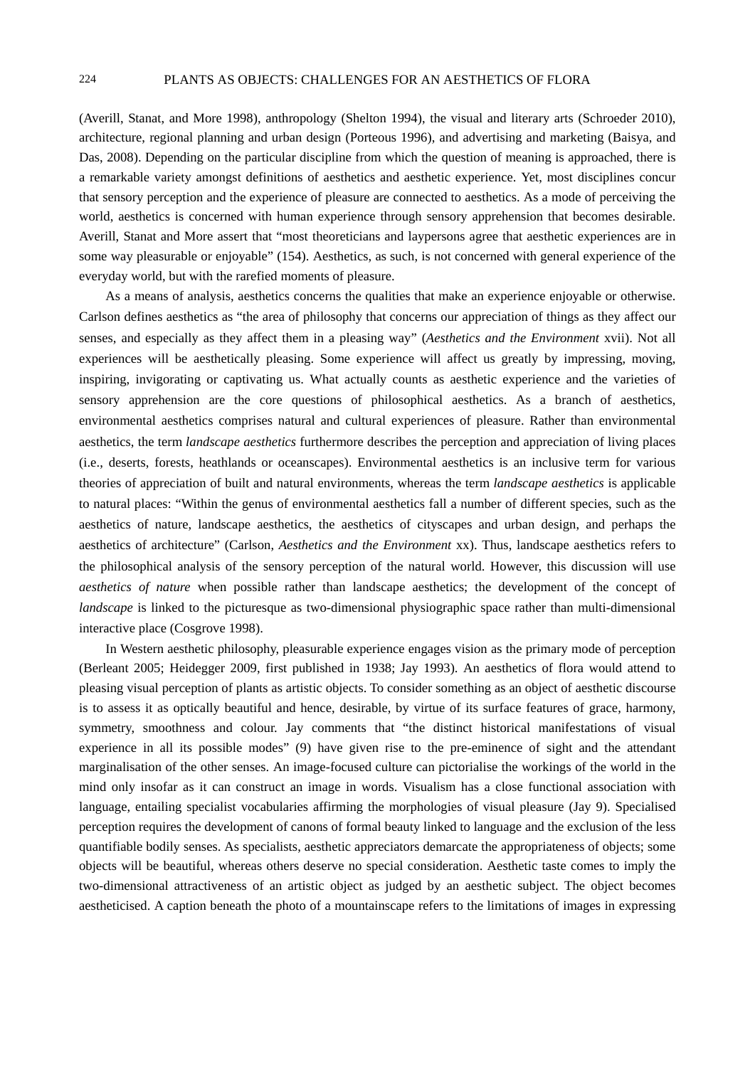(Averill, Stanat, and More 1998), anthropology (Shelton 1994), the visual and literary arts (Schroeder 2010), architecture, regional planning and urban design (Porteous 1996), and advertising and marketing (Baisya, and Das, 2008). Depending on the particular discipline from which the question of meaning is approached, there is a remarkable variety amongst definitions of aesthetics and aesthetic experience. Yet, most disciplines concur that sensory perception and the experience of pleasure are connected to aesthetics. As a mode of perceiving the world, aesthetics is concerned with human experience through sensory apprehension that becomes desirable. Averill, Stanat and More assert that "most theoreticians and laypersons agree that aesthetic experiences are in some way pleasurable or enjoyable" (154). Aesthetics, as such, is not concerned with general experience of the everyday world, but with the rarefied moments of pleasure.

As a means of analysis, aesthetics concerns the qualities that make an experience enjoyable or otherwise. Carlson defines aesthetics as "the area of philosophy that concerns our appreciation of things as they affect our senses, and especially as they affect them in a pleasing way" (*Aesthetics and the Environment* xvii). Not all experiences will be aesthetically pleasing. Some experience will affect us greatly by impressing, moving, inspiring, invigorating or captivating us. What actually counts as aesthetic experience and the varieties of sensory apprehension are the core questions of philosophical aesthetics. As a branch of aesthetics, environmental aesthetics comprises natural and cultural experiences of pleasure. Rather than environmental aesthetics, the term *landscape aesthetics* furthermore describes the perception and appreciation of living places (i.e., deserts, forests, heathlands or oceanscapes). Environmental aesthetics is an inclusive term for various theories of appreciation of built and natural environments, whereas the term *landscape aesthetics* is applicable to natural places: "Within the genus of environmental aesthetics fall a number of different species, such as the aesthetics of nature, landscape aesthetics, the aesthetics of cityscapes and urban design, and perhaps the aesthetics of architecture" (Carlson, *Aesthetics and the Environment* xx). Thus, landscape aesthetics refers to the philosophical analysis of the sensory perception of the natural world. However, this discussion will use *aesthetics of nature* when possible rather than landscape aesthetics; the development of the concept of *landscape* is linked to the picturesque as two-dimensional physiographic space rather than multi-dimensional interactive place (Cosgrove 1998).

In Western aesthetic philosophy, pleasurable experience engages vision as the primary mode of perception (Berleant 2005; Heidegger 2009, first published in 1938; Jay 1993). An aesthetics of flora would attend to pleasing visual perception of plants as artistic objects. To consider something as an object of aesthetic discourse is to assess it as optically beautiful and hence, desirable, by virtue of its surface features of grace, harmony, symmetry, smoothness and colour. Jay comments that "the distinct historical manifestations of visual experience in all its possible modes" (9) have given rise to the pre-eminence of sight and the attendant marginalisation of the other senses. An image-focused culture can pictorialise the workings of the world in the mind only insofar as it can construct an image in words. Visualism has a close functional association with language, entailing specialist vocabularies affirming the morphologies of visual pleasure (Jay 9). Specialised perception requires the development of canons of formal beauty linked to language and the exclusion of the less quantifiable bodily senses. As specialists, aesthetic appreciators demarcate the appropriateness of objects; some objects will be beautiful, whereas others deserve no special consideration. Aesthetic taste comes to imply the two-dimensional attractiveness of an artistic object as judged by an aesthetic subject. The object becomes aestheticised. A caption beneath the photo of a mountainscape refers to the limitations of images in expressing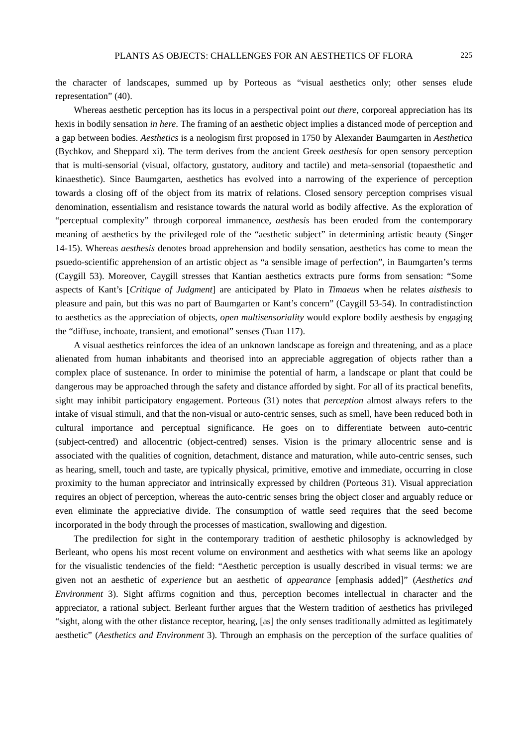the character of landscapes, summed up by Porteous as "visual aesthetics only; other senses elude representation" (40).

Whereas aesthetic perception has its locus in a perspectival point *out there*, corporeal appreciation has its hexis in bodily sensation *in here*. The framing of an aesthetic object implies a distanced mode of perception and a gap between bodies. *Aesthetics* is a neologism first proposed in 1750 by Alexander Baumgarten in *Aesthetica* (Bychkov, and Sheppard xi). The term derives from the ancient Greek *aesthesis* for open sensory perception that is multi-sensorial (visual, olfactory, gustatory, auditory and tactile) and meta-sensorial (topaesthetic and kinaesthetic). Since Baumgarten, aesthetics has evolved into a narrowing of the experience of perception towards a closing off of the object from its matrix of relations. Closed sensory perception comprises visual denomination, essentialism and resistance towards the natural world as bodily affective. As the exploration of "perceptual complexity" through corporeal immanence, *aesthesis* has been eroded from the contemporary meaning of aesthetics by the privileged role of the "aesthetic subject" in determining artistic beauty (Singer 14-15). Whereas *aesthesis* denotes broad apprehension and bodily sensation, aesthetics has come to mean the psuedo-scientific apprehension of an artistic object as "a sensible image of perfection", in Baumgarten's terms (Caygill 53). Moreover, Caygill stresses that Kantian aesthetics extracts pure forms from sensation: "Some aspects of Kant's [*Critique of Judgment*] are anticipated by Plato in *Timaeus* when he relates *aisthesis* to pleasure and pain, but this was no part of Baumgarten or Kant's concern" (Caygill 53-54). In contradistinction to aesthetics as the appreciation of objects, *open multisensoriality* would explore bodily aesthesis by engaging the "diffuse, inchoate, transient, and emotional" senses (Tuan 117).

A visual aesthetics reinforces the idea of an unknown landscape as foreign and threatening, and as a place alienated from human inhabitants and theorised into an appreciable aggregation of objects rather than a complex place of sustenance. In order to minimise the potential of harm, a landscape or plant that could be dangerous may be approached through the safety and distance afforded by sight. For all of its practical benefits, sight may inhibit participatory engagement. Porteous (31) notes that *perception* almost always refers to the intake of visual stimuli, and that the non-visual or auto-centric senses, such as smell, have been reduced both in cultural importance and perceptual significance. He goes on to differentiate between auto-centric (subject-centred) and allocentric (object-centred) senses. Vision is the primary allocentric sense and is associated with the qualities of cognition, detachment, distance and maturation, while auto-centric senses, such as hearing, smell, touch and taste, are typically physical, primitive, emotive and immediate, occurring in close proximity to the human appreciator and intrinsically expressed by children (Porteous 31). Visual appreciation requires an object of perception, whereas the auto-centric senses bring the object closer and arguably reduce or even eliminate the appreciative divide. The consumption of wattle seed requires that the seed become incorporated in the body through the processes of mastication, swallowing and digestion.

The predilection for sight in the contemporary tradition of aesthetic philosophy is acknowledged by Berleant, who opens his most recent volume on environment and aesthetics with what seems like an apology for the visualistic tendencies of the field: "Aesthetic perception is usually described in visual terms: we are given not an aesthetic of *experience* but an aesthetic of *appearance* [emphasis added]" (*Aesthetics and Environment* 3). Sight affirms cognition and thus, perception becomes intellectual in character and the appreciator, a rational subject. Berleant further argues that the Western tradition of aesthetics has privileged "sight, along with the other distance receptor, hearing, [as] the only senses traditionally admitted as legitimately aesthetic" (*Aesthetics and Environment* 3). Through an emphasis on the perception of the surface qualities of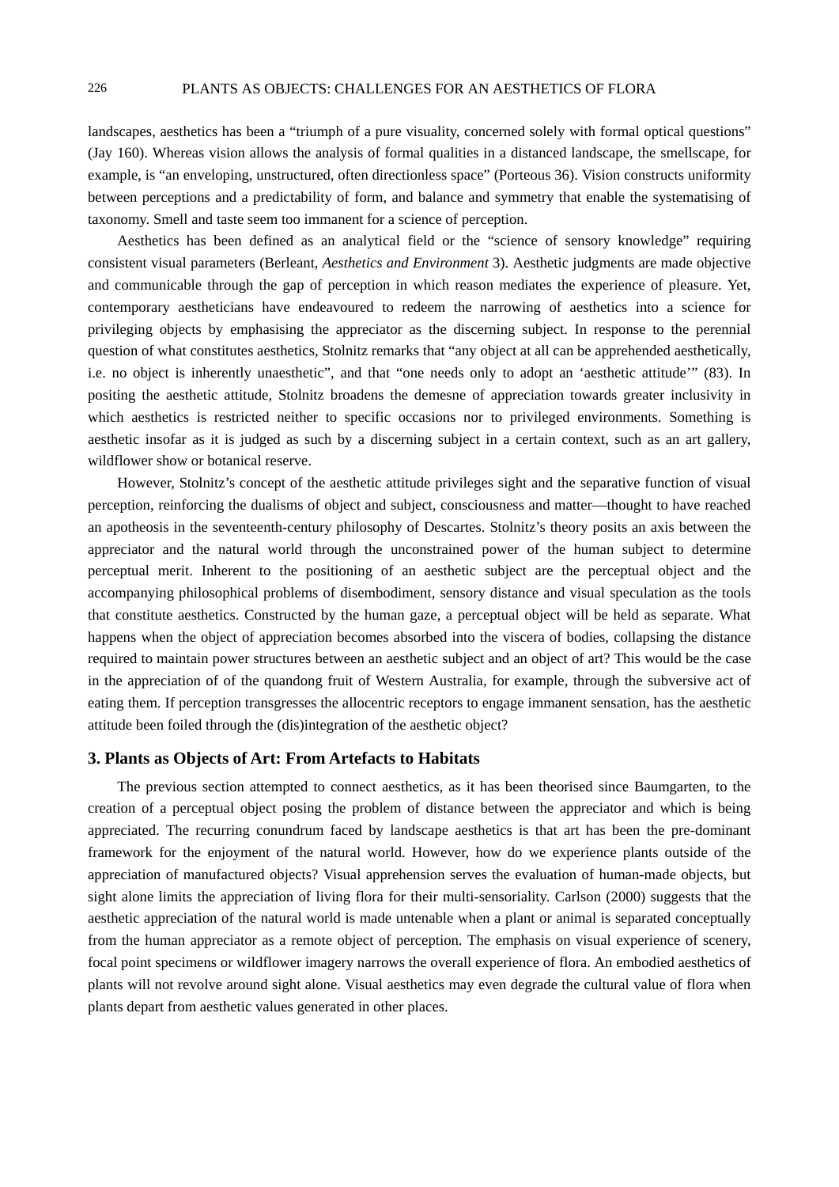landscapes, aesthetics has been a "triumph of a pure visuality, concerned solely with formal optical questions" (Jay 160). Whereas vision allows the analysis of formal qualities in a distanced landscape, the smellscape, for example, is "an enveloping, unstructured, often directionless space" (Porteous 36). Vision constructs uniformity between perceptions and a predictability of form, and balance and symmetry that enable the systematising of taxonomy. Smell and taste seem too immanent for a science of perception.

Aesthetics has been defined as an analytical field or the "science of sensory knowledge" requiring consistent visual parameters (Berleant, *Aesthetics and Environment* 3). Aesthetic judgments are made objective and communicable through the gap of perception in which reason mediates the experience of pleasure. Yet, contemporary aestheticians have endeavoured to redeem the narrowing of aesthetics into a science for privileging objects by emphasising the appreciator as the discerning subject. In response to the perennial question of what constitutes aesthetics, Stolnitz remarks that "any object at all can be apprehended aesthetically, i.e. no object is inherently unaesthetic", and that "one needs only to adopt an 'aesthetic attitude'" (83). In positing the aesthetic attitude, Stolnitz broadens the demesne of appreciation towards greater inclusivity in which aesthetics is restricted neither to specific occasions nor to privileged environments. Something is aesthetic insofar as it is judged as such by a discerning subject in a certain context, such as an art gallery, wildflower show or botanical reserve.

However, Stolnitz's concept of the aesthetic attitude privileges sight and the separative function of visual perception, reinforcing the dualisms of object and subject, consciousness and matter—thought to have reached an apotheosis in the seventeenth-century philosophy of Descartes. Stolnitz's theory posits an axis between the appreciator and the natural world through the unconstrained power of the human subject to determine perceptual merit. Inherent to the positioning of an aesthetic subject are the perceptual object and the accompanying philosophical problems of disembodiment, sensory distance and visual speculation as the tools that constitute aesthetics. Constructed by the human gaze, a perceptual object will be held as separate. What happens when the object of appreciation becomes absorbed into the viscera of bodies, collapsing the distance required to maintain power structures between an aesthetic subject and an object of art? This would be the case in the appreciation of of the quandong fruit of Western Australia, for example, through the subversive act of eating them. If perception transgresses the allocentric receptors to engage immanent sensation, has the aesthetic attitude been foiled through the (dis)integration of the aesthetic object?

### 3. Plants as Objects of Art: From Artefacts to Habitats

The previous section attempted to connect aesthetics, as it has been theorised since Baumgarten, to the creation of a perceptual object posing the problem of distance between the appreciator and which is being appreciated. The recurring conundrum faced by landscape aesthetics is that art has been the pre-dominant framework for the enjoyment of the natural world. However, how do we experience plants outside of the appreciation of manufactured objects? Visual apprehension serves the evaluation of human-made objects, but sight alone limits the appreciation of living flora for their multi-sensoriality. Carlson (2000) suggests that the aesthetic appreciation of the natural world is made untenable when a plant or animal is separated conceptually from the human appreciator as a remote object of perception. The emphasis on visual experience of scenery, focal point specimens or wildflower imagery narrows the overall experience of flora. An embodied aesthetics of plants will not revolve around sight alone. Visual aesthetics may even degrade the cultural value of flora when plants depart from aesthetic values generated in other places.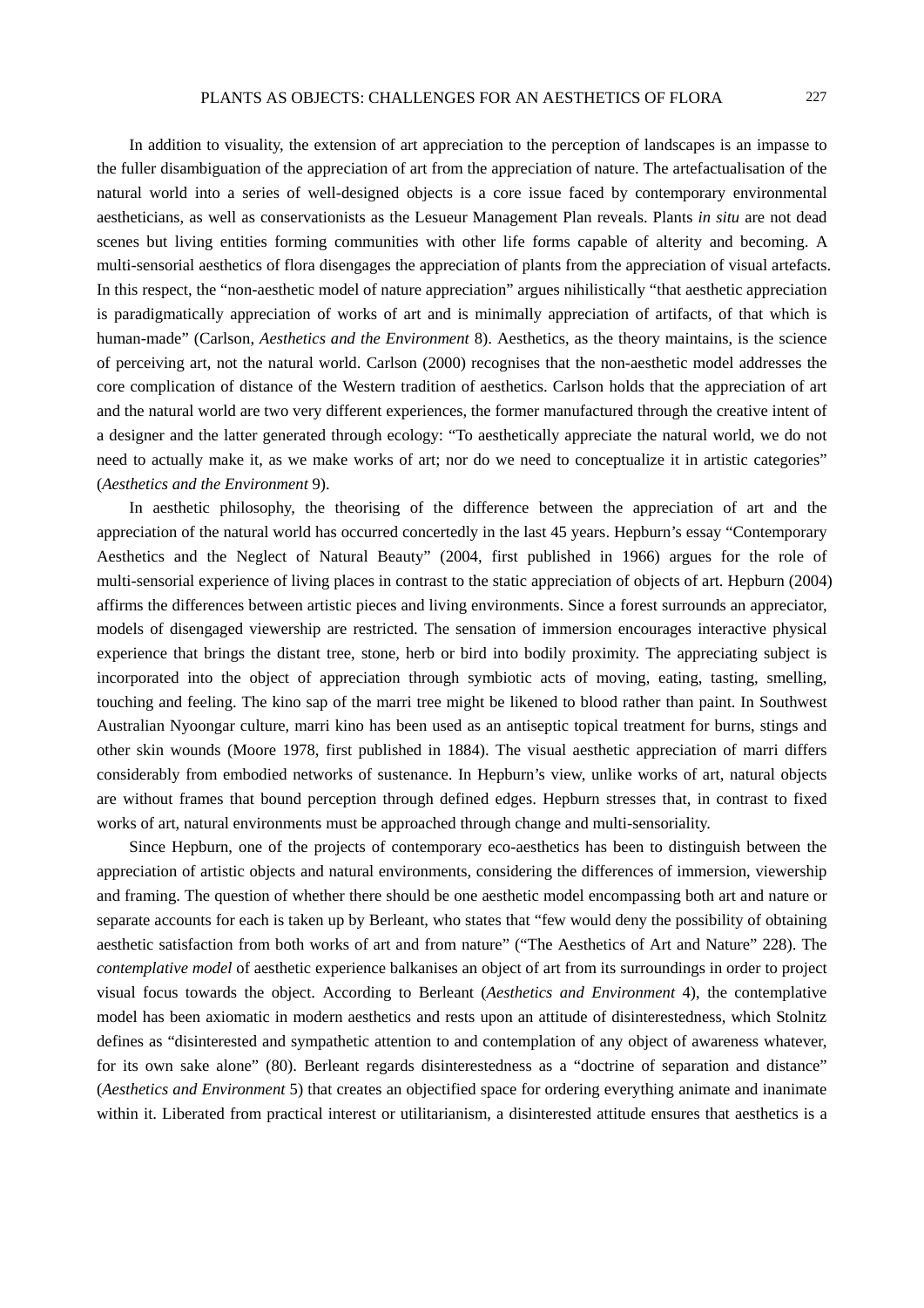In addition to visuality, the extension of art appreciation to the perception of landscapes is an impasse to the fuller disambiguation of the appreciation of art from the appreciation of nature. The artefactualisation of the natural world into a series of well-designed objects is a core issue faced by contemporary environmental aestheticians, as well as conservationists as the Lesueur Management Plan reveals. Plants *in situ* are not dead scenes but living entities forming communities with other life forms capable of alterity and becoming. A multi-sensorial aesthetics of flora disengages the appreciation of plants from the appreciation of visual artefacts. In this respect, the "non-aesthetic model of nature appreciation" argues nihilistically "that aesthetic appreciation is paradigmatically appreciation of works of art and is minimally appreciation of artifacts, of that which is human-made" (Carlson, *Aesthetics and the Environment* 8). Aesthetics, as the theory maintains, is the science of perceiving art, not the natural world. Carlson (2000) recognises that the non-aesthetic model addresses the core complication of distance of the Western tradition of aesthetics. Carlson holds that the appreciation of art and the natural world are two very different experiences, the former manufactured through the creative intent of a designer and the latter generated through ecology: "To aesthetically appreciate the natural world, we do not need to actually make it, as we make works of art; nor do we need to conceptualize it in artistic categories" (*Aesthetics and the Environment* 9).

In aesthetic philosophy, the theorising of the difference between the appreciation of art and the appreciation of the natural world has occurred concertedly in the last 45 years. Hepburn's essay "Contemporary Aesthetics and the Neglect of Natural Beauty" (2004, first published in 1966) argues for the role of multi-sensorial experience of living places in contrast to the static appreciation of objects of art. Hepburn (2004) affirms the differences between artistic pieces and living environments. Since a forest surrounds an appreciator, models of disengaged viewership are restricted. The sensation of immersion encourages interactive physical experience that brings the distant tree, stone, herb or bird into bodily proximity. The appreciating subject is incorporated into the object of appreciation through symbiotic acts of moving, eating, tasting, smelling, touching and feeling. The kino sap of the marri tree might be likened to blood rather than paint. In Southwest Australian Nyoongar culture, marri kino has been used as an antiseptic topical treatment for burns, stings and other skin wounds (Moore 1978, first published in 1884). The visual aesthetic appreciation of marri differs considerably from embodied networks of sustenance. In Hepburn's view, unlike works of art, natural objects are without frames that bound perception through defined edges. Hepburn stresses that, in contrast to fixed works of art, natural environments must be approached through change and multi-sensoriality.

Since Hepburn, one of the projects of contemporary eco-aesthetics has been to distinguish between the appreciation of artistic objects and natural environments, considering the differences of immersion, viewership and framing. The question of whether there should be one aesthetic model encompassing both art and nature or separate accounts for each is taken up by Berleant, who states that "few would deny the possibility of obtaining aesthetic satisfaction from both works of art and from nature" ("The Aesthetics of Art and Nature" 228). The *contemplative model* of aesthetic experience balkanises an object of art from its surroundings in order to project visual focus towards the object. According to Berleant (*Aesthetics and Environment* 4), the contemplative model has been axiomatic in modern aesthetics and rests upon an attitude of disinterestedness, which Stolnitz defines as "disinterested and sympathetic attention to and contemplation of any object of awareness whatever, for its own sake alone" (80). Berleant regards disinterestedness as a "doctrine of separation and distance" (*Aesthetics and Environment* 5) that creates an objectified space for ordering everything animate and inanimate within it. Liberated from practical interest or utilitarianism, a disinterested attitude ensures that aesthetics is a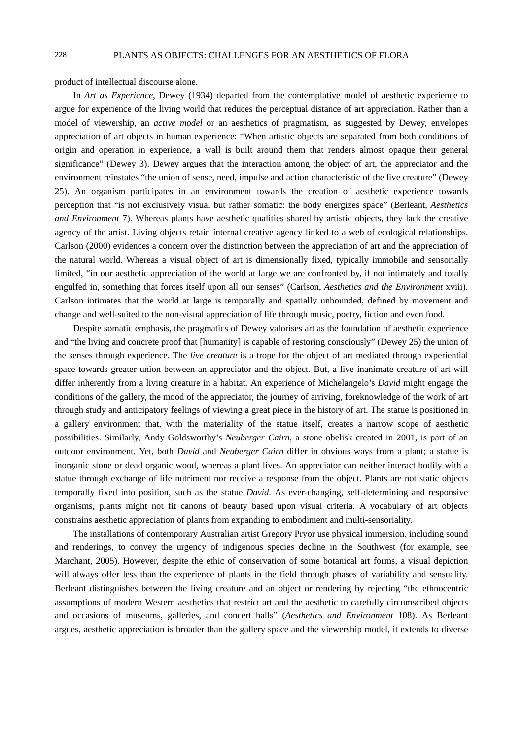product of intellectual discourse alone.

In *Art as Experience*, Dewey (1934) departed from the contemplative model of aesthetic experience to argue for experience of the living world that reduces the perceptual distance of art appreciation. Rather than a model of viewership, an *active model* or an aesthetics of pragmatism, as suggested by Dewey, envelopes appreciation of art objects in human experience: "When artistic objects are separated from both conditions of origin and operation in experience, a wall is built around them that renders almost opaque their general significance" (Dewey 3). Dewey argues that the interaction among the object of art, the appreciator and the environment reinstates "the union of sense, need, impulse and action characteristic of the live creature" (Dewey 25). An organism participates in an environment towards the creation of aesthetic experience towards perception that "is not exclusively visual but rather somatic: the body energizes space" (Berleant, *Aesthetics and Environment* 7). Whereas plants have aesthetic qualities shared by artistic objects, they lack the creative agency of the artist. Living objects retain internal creative agency linked to a web of ecological relationships. Carlson (2000) evidences a concern over the distinction between the appreciation of art and the appreciation of the natural world. Whereas a visual object of art is dimensionally fixed, typically immobile and sensorially limited, "in our aesthetic appreciation of the world at large we are confronted by, if not intimately and totally engulfed in, something that forces itself upon all our senses" (Carlson, *Aesthetics and the Environment* xviii). Carlson intimates that the world at large is temporally and spatially unbounded, defined by movement and change and well-suited to the non-visual appreciation of life through music, poetry, fiction and even food.

Despite somatic emphasis, the pragmatics of Dewey valorises art as the foundation of aesthetic experience and "the living and concrete proof that [humanity] is capable of restoring consciously" (Dewey 25) the union of the senses through experience. The *live creature* is a trope for the object of art mediated through experiential space towards greater union between an appreciator and the object. But, a live inanimate creature of art will differ inherently from a living creature in a habitat. An experience of Michelangelo's *David* might engage the conditions of the gallery, the mood of the appreciator, the journey of arriving, foreknowledge of the work of art through study and anticipatory feelings of viewing a great piece in the history of art. The statue is positioned in a gallery environment that, with the materiality of the statue itself, creates a narrow scope of aesthetic possibilities. Similarly, Andy Goldsworthy's *Neuberger Cairn*, a stone obelisk created in 2001, is part of an outdoor environment. Yet, both *David* and *Neuberger Cairn* differ in obvious ways from a plant; a statue is inorganic stone or dead organic wood, whereas a plant lives. An appreciator can neither interact bodily with a statue through exchange of life nutriment nor receive a response from the object. Plants are not static objects temporally fixed into position, such as the statue *David*. As ever-changing, self-determining and responsive organisms, plants might not fit canons of beauty based upon visual criteria. A vocabulary of art objects constrains aesthetic appreciation of plants from expanding to embodiment and multi-sensoriality.

The installations of contemporary Australian artist Gregory Pryor use physical immersion, including sound and renderings, to convey the urgency of indigenous species decline in the Southwest (for example, see Marchant, 2005). However, despite the ethic of conservation of some botanical art forms, a visual depiction will always offer less than the experience of plants in the field through phases of variability and sensuality. Berleant distinguishes between the living creature and an object or rendering by rejecting "the ethnocentric assumptions of modern Western aesthetics that restrict art and the aesthetic to carefully circumscribed objects and occasions of museums, galleries, and concert halls" (*Aesthetics and Environment* 108). As Berleant argues, aesthetic appreciation is broader than the gallery space and the viewership model, it extends to diverse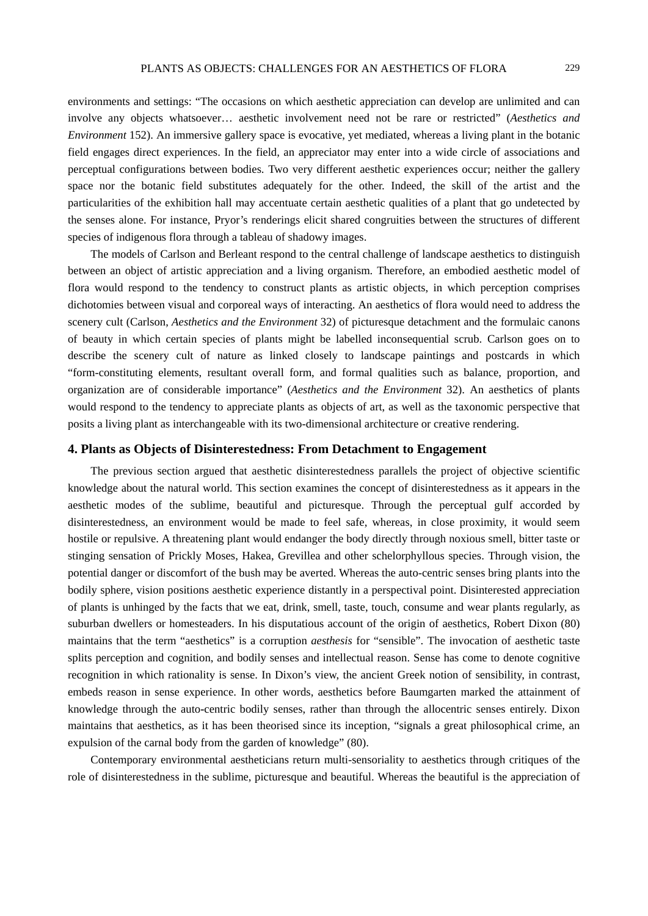environments and settings: "The occasions on which aesthetic appreciation can develop are unlimited and can involve any objects whatsoever… aesthetic involvement need not be rare or restricted" (*Aesthetics and Environment* 152). An immersive gallery space is evocative, yet mediated, whereas a living plant in the botanic field engages direct experiences. In the field, an appreciator may enter into a wide circle of associations and perceptual configurations between bodies. Two very different aesthetic experiences occur; neither the gallery space nor the botanic field substitutes adequately for the other. Indeed, the skill of the artist and the particularities of the exhibition hall may accentuate certain aesthetic qualities of a plant that go undetected by the senses alone. For instance, Pryor's renderings elicit shared congruities between the structures of different species of indigenous flora through a tableau of shadowy images.

The models of Carlson and Berleant respond to the central challenge of landscape aesthetics to distinguish between an object of artistic appreciation and a living organism. Therefore, an embodied aesthetic model of flora would respond to the tendency to construct plants as artistic objects, in which perception comprises dichotomies between visual and corporeal ways of interacting. An aesthetics of flora would need to address the scenery cult (Carlson, *Aesthetics and the Environment* 32) of picturesque detachment and the formulaic canons of beauty in which certain species of plants might be labelled inconsequential scrub. Carlson goes on to describe the scenery cult of nature as linked closely to landscape paintings and postcards in which "form-constituting elements, resultant overall form, and formal qualities such as balance, proportion, and organization are of considerable importance" (*Aesthetics and the Environment* 32). An aesthetics of plants would respond to the tendency to appreciate plants as objects of art, as well as the taxonomic perspective that posits a living plant as interchangeable with its two-dimensional architecture or creative rendering.

## 4. Plants as Objects of Disinterestedness: From Detachment to Engagement

The previous section argued that aesthetic disinterestedness parallels the project of objective scientific knowledge about the natural world. This section examines the concept of disinterestedness as it appears in the aesthetic modes of the sublime, beautiful and picturesque. Through the perceptual gulf accorded by disinterestedness, an environment would be made to feel safe, whereas, in close proximity, it would seem hostile or repulsive. A threatening plant would endanger the body directly through noxious smell, bitter taste or stinging sensation of Prickly Moses, Hakea, Grevillea and other schelorphyllous species. Through vision, the potential danger or discomfort of the bush may be averted. Whereas the auto-centric senses bring plants into the bodily sphere, vision positions aesthetic experience distantly in a perspectival point. Disinterested appreciation of plants is unhinged by the facts that we eat, drink, smell, taste, touch, consume and wear plants regularly, as suburban dwellers or homesteaders. In his disputatious account of the origin of aesthetics, Robert Dixon (80) maintains that the term "aesthetics" is a corruption *aesthesis* for "sensible". The invocation of aesthetic taste splits perception and cognition, and bodily senses and intellectual reason. Sense has come to denote cognitive recognition in which rationality is sense. In Dixon's view, the ancient Greek notion of sensibility, in contrast, embeds reason in sense experience. In other words, aesthetics before Baumgarten marked the attainment of knowledge through the auto-centric bodily senses, rather than through the allocentric senses entirely. Dixon maintains that aesthetics, as it has been theorised since its inception, "signals a great philosophical crime, an expulsion of the carnal body from the garden of knowledge" (80).

Contemporary environmental aestheticians return multi-sensoriality to aesthetics through critiques of the role of disinterestedness in the sublime, picturesque and beautiful. Whereas the beautiful is the appreciation of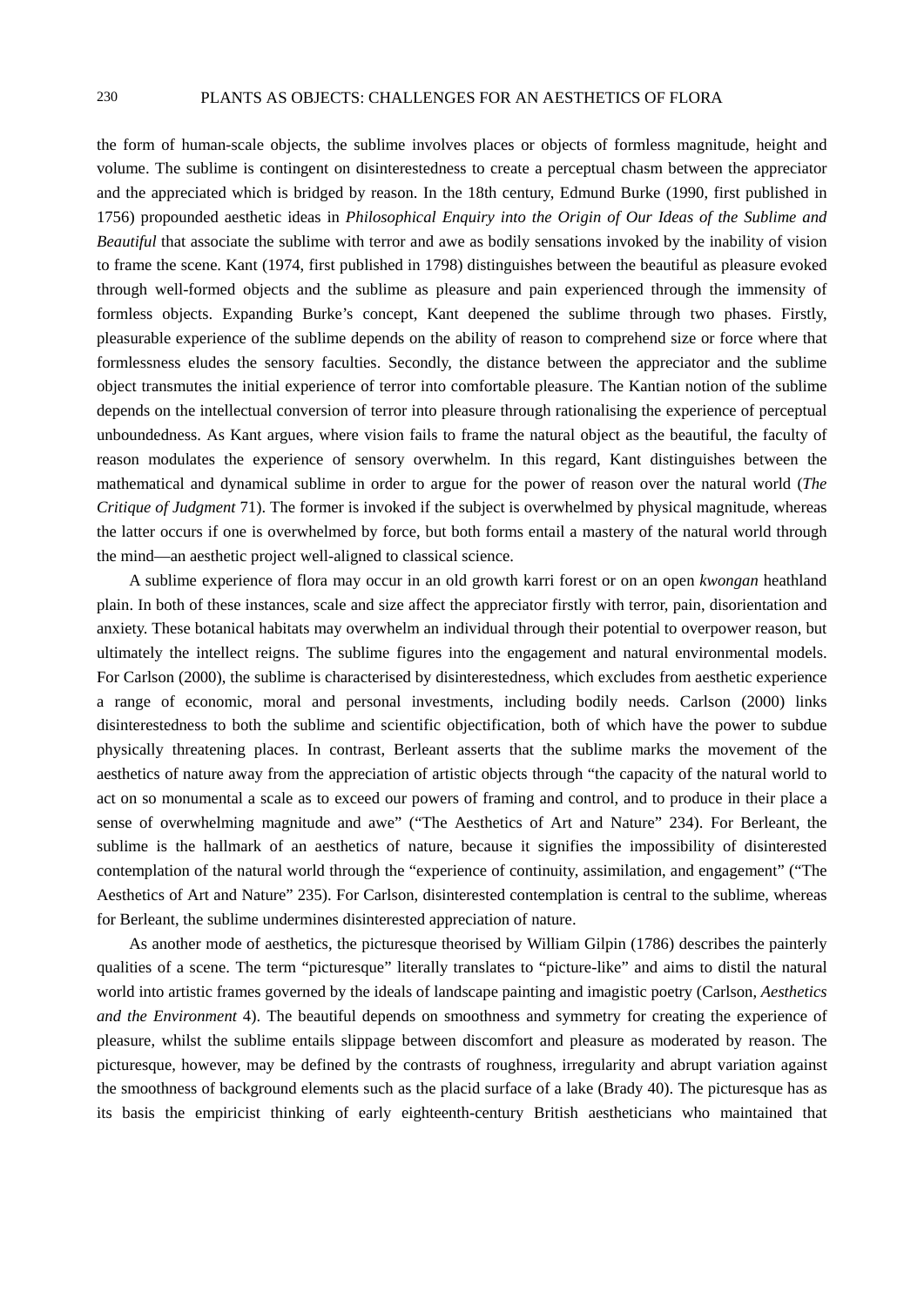the form of human-scale objects, the sublime involves places or objects of formless magnitude, height and volume. The sublime is contingent on disinterestedness to create a perceptual chasm between the appreciator and the appreciated which is bridged by reason. In the 18th century, Edmund Burke (1990, first published in 1756) propounded aesthetic ideas in *Philosophical Enquiry into the Origin of Our Ideas of the Sublime and Beautiful* that associate the sublime with terror and awe as bodily sensations invoked by the inability of vision to frame the scene. Kant (1974, first published in 1798) distinguishes between the beautiful as pleasure evoked through well-formed objects and the sublime as pleasure and pain experienced through the immensity of formless objects. Expanding Burke's concept, Kant deepened the sublime through two phases. Firstly, pleasurable experience of the sublime depends on the ability of reason to comprehend size or force where that formlessness eludes the sensory faculties. Secondly, the distance between the appreciator and the sublime object transmutes the initial experience of terror into comfortable pleasure. The Kantian notion of the sublime depends on the intellectual conversion of terror into pleasure through rationalising the experience of perceptual unboundedness. As Kant argues, where vision fails to frame the natural object as the beautiful, the faculty of reason modulates the experience of sensory overwhelm. In this regard, Kant distinguishes between the mathematical and dynamical sublime in order to argue for the power of reason over the natural world (*The Critique of Judgment* 71). The former is invoked if the subject is overwhelmed by physical magnitude, whereas the latter occurs if one is overwhelmed by force, but both forms entail a mastery of the natural world through the mind—an aesthetic project well-aligned to classical science.

A sublime experience of flora may occur in an old growth karri forest or on an open *kwongan* heathland plain. In both of these instances, scale and size affect the appreciator firstly with terror, pain, disorientation and anxiety. These botanical habitats may overwhelm an individual through their potential to overpower reason, but ultimately the intellect reigns. The sublime figures into the engagement and natural environmental models. For Carlson (2000), the sublime is characterised by disinterestedness, which excludes from aesthetic experience a range of economic, moral and personal investments, including bodily needs. Carlson (2000) links disinterestedness to both the sublime and scientific objectification, both of which have the power to subdue physically threatening places. In contrast, Berleant asserts that the sublime marks the movement of the aesthetics of nature away from the appreciation of artistic objects through "the capacity of the natural world to act on so monumental a scale as to exceed our powers of framing and control, and to produce in their place a sense of overwhelming magnitude and awe" ("The Aesthetics of Art and Nature" 234). For Berleant, the sublime is the hallmark of an aesthetics of nature, because it signifies the impossibility of disinterested contemplation of the natural world through the "experience of continuity, assimilation, and engagement" ("The Aesthetics of Art and Nature" 235). For Carlson, disinterested contemplation is central to the sublime, whereas for Berleant, the sublime undermines disinterested appreciation of nature.

As another mode of aesthetics, the picturesque theorised by William Gilpin (1786) describes the painterly qualities of a scene. The term "picturesque" literally translates to "picture-like" and aims to distil the natural world into artistic frames governed by the ideals of landscape painting and imagistic poetry (Carlson, *Aesthetics and the Environment* 4). The beautiful depends on smoothness and symmetry for creating the experience of pleasure, whilst the sublime entails slippage between discomfort and pleasure as moderated by reason. The picturesque, however, may be defined by the contrasts of roughness, irregularity and abrupt variation against the smoothness of background elements such as the placid surface of a lake (Brady 40). The picturesque has as its basis the empiricist thinking of early eighteenth-century British aestheticians who maintained that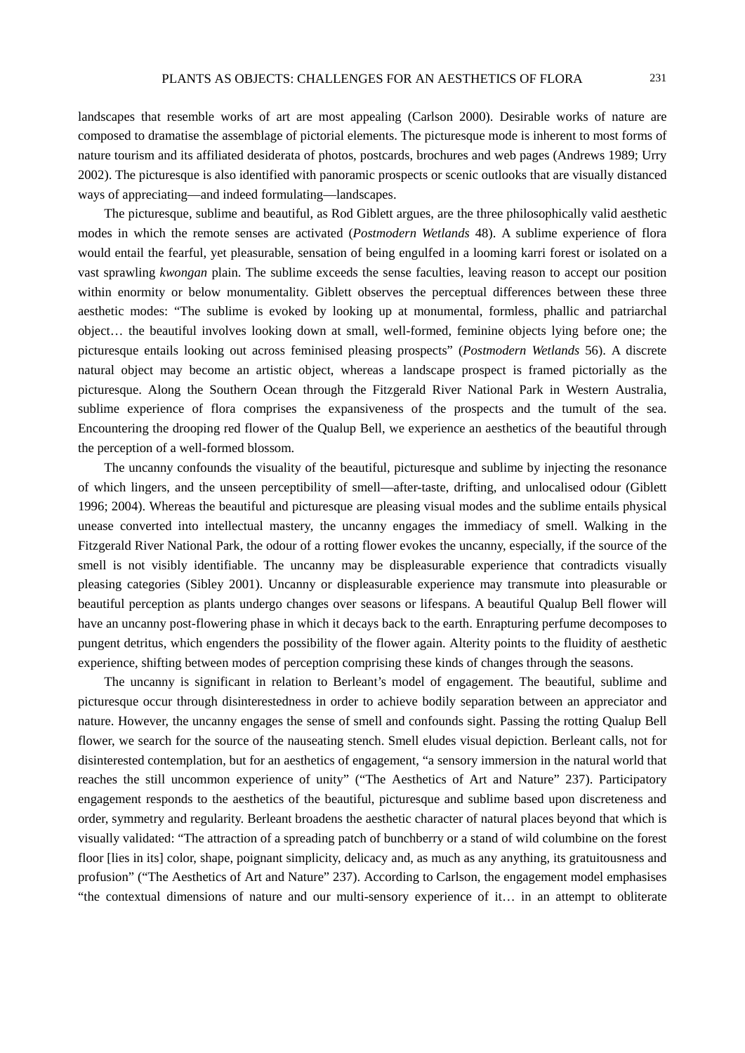landscapes that resemble works of art are most appealing (Carlson 2000). Desirable works of nature are composed to dramatise the assemblage of pictorial elements. The picturesque mode is inherent to most forms of nature tourism and its affiliated desiderata of photos, postcards, brochures and web pages (Andrews 1989; Urry 2002). The picturesque is also identified with panoramic prospects or scenic outlooks that are visually distanced ways of appreciating—and indeed formulating—landscapes.

The picturesque, sublime and beautiful, as Rod Giblett argues, are the three philosophically valid aesthetic modes in which the remote senses are activated (*Postmodern Wetlands* 48). A sublime experience of flora would entail the fearful, yet pleasurable, sensation of being engulfed in a looming karri forest or isolated on a vast sprawling *kwongan* plain. The sublime exceeds the sense faculties, leaving reason to accept our position within enormity or below monumentality. Giblett observes the perceptual differences between these three aesthetic modes: "The sublime is evoked by looking up at monumental, formless, phallic and patriarchal object… the beautiful involves looking down at small, well-formed, feminine objects lying before one; the picturesque entails looking out across feminised pleasing prospects" (*Postmodern Wetlands* 56). A discrete natural object may become an artistic object, whereas a landscape prospect is framed pictorially as the picturesque. Along the Southern Ocean through the Fitzgerald River National Park in Western Australia, sublime experience of flora comprises the expansiveness of the prospects and the tumult of the sea. Encountering the drooping red flower of the Qualup Bell, we experience an aesthetics of the beautiful through the perception of a well-formed blossom.

The uncanny confounds the visuality of the beautiful, picturesque and sublime by injecting the resonance of which lingers, and the unseen perceptibility of smell—after-taste, drifting, and unlocalised odour (Giblett 1996; 2004). Whereas the beautiful and picturesque are pleasing visual modes and the sublime entails physical unease converted into intellectual mastery, the uncanny engages the immediacy of smell. Walking in the Fitzgerald River National Park, the odour of a rotting flower evokes the uncanny, especially, if the source of the smell is not visibly identifiable. The uncanny may be displeasurable experience that contradicts visually pleasing categories (Sibley 2001). Uncanny or displeasurable experience may transmute into pleasurable or beautiful perception as plants undergo changes over seasons or lifespans. A beautiful Qualup Bell flower will have an uncanny post-flowering phase in which it decays back to the earth. Enrapturing perfume decomposes to pungent detritus, which engenders the possibility of the flower again. Alterity points to the fluidity of aesthetic experience, shifting between modes of perception comprising these kinds of changes through the seasons.

The uncanny is significant in relation to Berleant's model of engagement. The beautiful, sublime and picturesque occur through disinterestedness in order to achieve bodily separation between an appreciator and nature. However, the uncanny engages the sense of smell and confounds sight. Passing the rotting Qualup Bell flower, we search for the source of the nauseating stench. Smell eludes visual depiction. Berleant calls, not for disinterested contemplation, but for an aesthetics of engagement, "a sensory immersion in the natural world that reaches the still uncommon experience of unity" ("The Aesthetics of Art and Nature" 237). Participatory engagement responds to the aesthetics of the beautiful, picturesque and sublime based upon discreteness and order, symmetry and regularity. Berleant broadens the aesthetic character of natural places beyond that which is visually validated: "The attraction of a spreading patch of bunchberry or a stand of wild columbine on the forest floor [lies in its] color, shape, poignant simplicity, delicacy and, as much as any anything, its gratuitousness and profusion" ("The Aesthetics of Art and Nature" 237). According to Carlson, the engagement model emphasises "the contextual dimensions of nature and our multi-sensory experience of it… in an attempt to obliterate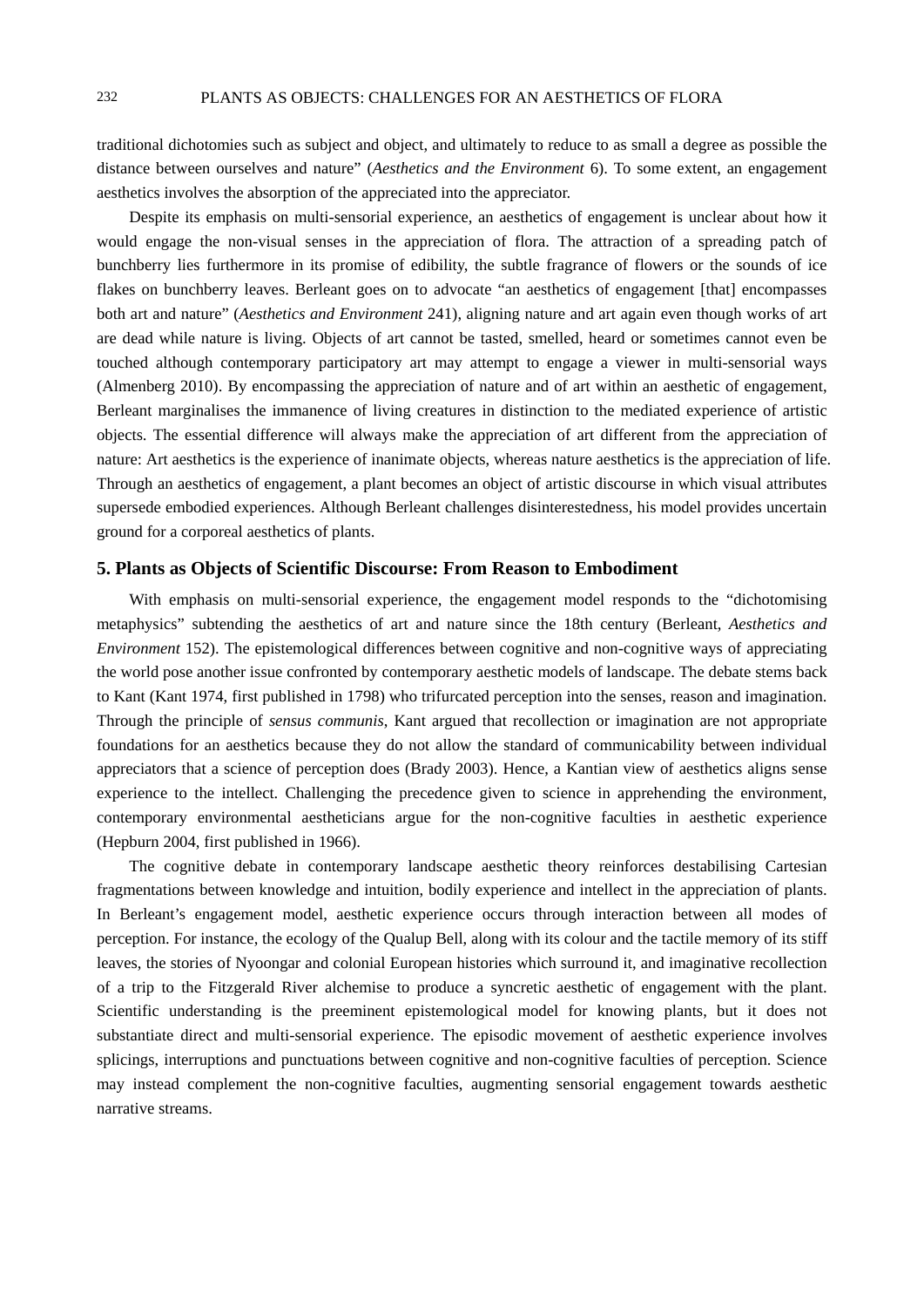traditional dichotomies such as subject and object, and ultimately to reduce to as small a degree as possible the distance between ourselves and nature" (*Aesthetics and the Environment* 6). To some extent, an engagement aesthetics involves the absorption of the appreciated into the appreciator.

Despite its emphasis on multi-sensorial experience, an aesthetics of engagement is unclear about how it would engage the non-visual senses in the appreciation of flora. The attraction of a spreading patch of bunchberry lies furthermore in its promise of edibility, the subtle fragrance of flowers or the sounds of ice flakes on bunchberry leaves. Berleant goes on to advocate "an aesthetics of engagement [that] encompasses both art and nature" (*Aesthetics and Environment* 241), aligning nature and art again even though works of art are dead while nature is living. Objects of art cannot be tasted, smelled, heard or sometimes cannot even be touched although contemporary participatory art may attempt to engage a viewer in multi-sensorial ways (Almenberg 2010). By encompassing the appreciation of nature and of art within an aesthetic of engagement, Berleant marginalises the immanence of living creatures in distinction to the mediated experience of artistic objects. The essential difference will always make the appreciation of art different from the appreciation of nature: Art aesthetics is the experience of inanimate objects, whereas nature aesthetics is the appreciation of life. Through an aesthetics of engagement, a plant becomes an object of artistic discourse in which visual attributes supersede embodied experiences. Although Berleant challenges disinterestedness, his model provides uncertain ground for a corporeal aesthetics of plants.

## 5. Plants as Objects of Scientific Discourse: From Reason to Embodiment

With emphasis on multi-sensorial experience, the engagement model responds to the "dichotomising metaphysics" subtending the aesthetics of art and nature since the 18th century (Berleant, *Aesthetics and Environment* 152). The epistemological differences between cognitive and non-cognitive ways of appreciating the world pose another issue confronted by contemporary aesthetic models of landscape. The debate stems back to Kant (Kant 1974, first published in 1798) who trifurcated perception into the senses, reason and imagination. Through the principle of *sensus communis*, Kant argued that recollection or imagination are not appropriate foundations for an aesthetics because they do not allow the standard of communicability between individual appreciators that a science of perception does (Brady 2003). Hence, a Kantian view of aesthetics aligns sense experience to the intellect. Challenging the precedence given to science in apprehending the environment, contemporary environmental aestheticians argue for the non-cognitive faculties in aesthetic experience (Hepburn 2004, first published in 1966).

The cognitive debate in contemporary landscape aesthetic theory reinforces destabilising Cartesian fragmentations between knowledge and intuition, bodily experience and intellect in the appreciation of plants. In Berleant's engagement model, aesthetic experience occurs through interaction between all modes of perception. For instance, the ecology of the Qualup Bell, along with its colour and the tactile memory of its stiff leaves, the stories of Nyoongar and colonial European histories which surround it, and imaginative recollection of a trip to the Fitzgerald River alchemise to produce a syncretic aesthetic of engagement with the plant. Scientific understanding is the preeminent epistemological model for knowing plants, but it does not substantiate direct and multi-sensorial experience. The episodic movement of aesthetic experience involves splicings, interruptions and punctuations between cognitive and non-cognitive faculties of perception. Science may instead complement the non-cognitive faculties, augmenting sensorial engagement towards aesthetic narrative streams.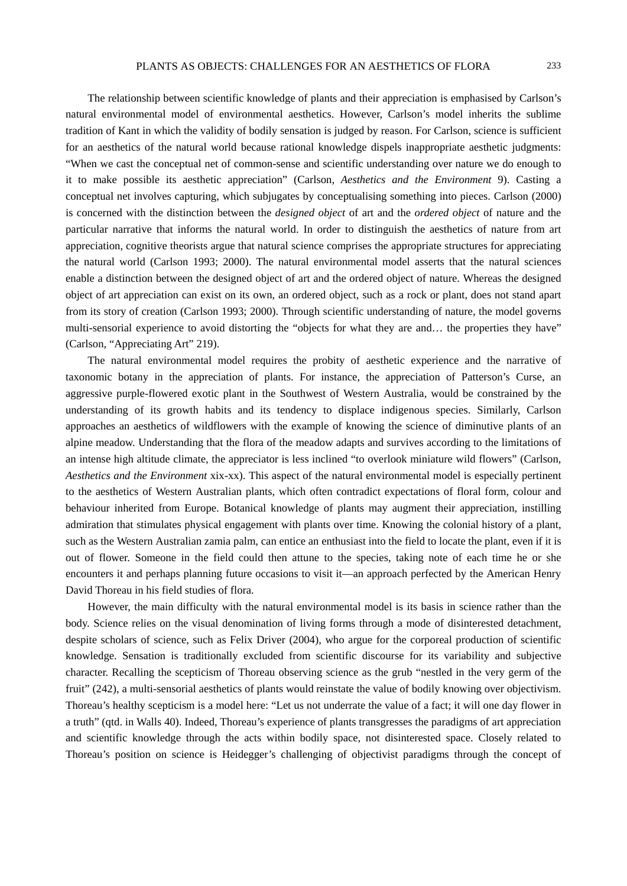The relationship between scientific knowledge of plants and their appreciation is emphasised by Carlson's natural environmental model of environmental aesthetics. However, Carlson's model inherits the sublime tradition of Kant in which the validity of bodily sensation is judged by reason. For Carlson, science is sufficient for an aesthetics of the natural world because rational knowledge dispels inappropriate aesthetic judgments: "When we cast the conceptual net of common-sense and scientific understanding over nature we do enough to it to make possible its aesthetic appreciation" (Carlson, *Aesthetics and the Environment* 9). Casting a conceptual net involves capturing, which subjugates by conceptualising something into pieces. Carlson (2000) is concerned with the distinction between the *designed object* of art and the *ordered object* of nature and the particular narrative that informs the natural world. In order to distinguish the aesthetics of nature from art appreciation, cognitive theorists argue that natural science comprises the appropriate structures for appreciating the natural world (Carlson 1993; 2000). The natural environmental model asserts that the natural sciences enable a distinction between the designed object of art and the ordered object of nature. Whereas the designed object of art appreciation can exist on its own, an ordered object, such as a rock or plant, does not stand apart from its story of creation (Carlson 1993; 2000). Through scientific understanding of nature, the model governs multi-sensorial experience to avoid distorting the "objects for what they are and… the properties they have" (Carlson, "Appreciating Art" 219).

The natural environmental model requires the probity of aesthetic experience and the narrative of taxonomic botany in the appreciation of plants. For instance, the appreciation of Patterson's Curse, an aggressive purple-flowered exotic plant in the Southwest of Western Australia, would be constrained by the understanding of its growth habits and its tendency to displace indigenous species. Similarly, Carlson approaches an aesthetics of wildflowers with the example of knowing the science of diminutive plants of an alpine meadow. Understanding that the flora of the meadow adapts and survives according to the limitations of an intense high altitude climate, the appreciator is less inclined "to overlook miniature wild flowers" (Carlson, *Aesthetics and the Environment* xix-xx). This aspect of the natural environmental model is especially pertinent to the aesthetics of Western Australian plants, which often contradict expectations of floral form, colour and behaviour inherited from Europe. Botanical knowledge of plants may augment their appreciation, instilling admiration that stimulates physical engagement with plants over time. Knowing the colonial history of a plant, such as the Western Australian zamia palm, can entice an enthusiast into the field to locate the plant, even if it is out of flower. Someone in the field could then attune to the species, taking note of each time he or she encounters it and perhaps planning future occasions to visit it—an approach perfected by the American Henry David Thoreau in his field studies of flora.

However, the main difficulty with the natural environmental model is its basis in science rather than the body. Science relies on the visual denomination of living forms through a mode of disinterested detachment, despite scholars of science, such as Felix Driver (2004), who argue for the corporeal production of scientific knowledge. Sensation is traditionally excluded from scientific discourse for its variability and subjective character. Recalling the scepticism of Thoreau observing science as the grub "nestled in the very germ of the fruit" (242), a multi-sensorial aesthetics of plants would reinstate the value of bodily knowing over objectivism. Thoreau's healthy scepticism is a model here: "Let us not underrate the value of a fact; it will one day flower in a truth" (qtd. in Walls 40). Indeed, Thoreau's experience of plants transgresses the paradigms of art appreciation and scientific knowledge through the acts within bodily space, not disinterested space. Closely related to Thoreau's position on science is Heidegger's challenging of objectivist paradigms through the concept of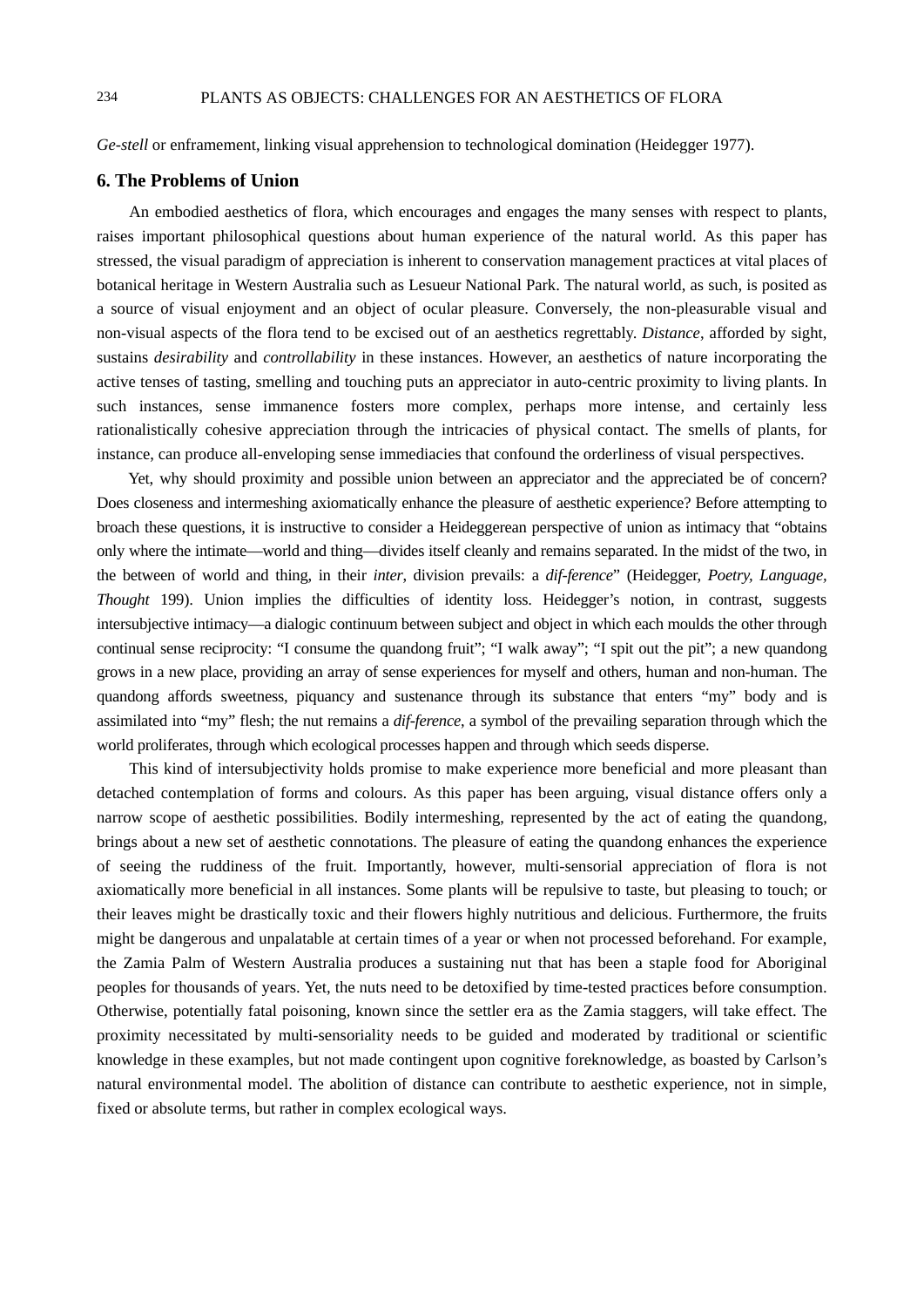*Ge-stell* or enframement, linking visual apprehension to technological domination (Heidegger 1977).

## 6. The Problems of Union

An embodied aesthetics of flora, which encourages and engages the many senses with respect to plants, raises important philosophical questions about human experience of the natural world. As this paper has stressed, the visual paradigm of appreciation is inherent to conservation management practices at vital places of botanical heritage in Western Australia such as Lesueur National Park. The natural world, as such, is posited as a source of visual enjoyment and an object of ocular pleasure. Conversely, the non-pleasurable visual and non-visual aspects of the flora tend to be excised out of an aesthetics regrettably. *Distance*, afforded by sight, sustains *desirability* and *controllability* in these instances. However, an aesthetics of nature incorporating the active tenses of tasting, smelling and touching puts an appreciator in auto-centric proximity to living plants. In such instances, sense immanence fosters more complex, perhaps more intense, and certainly less rationalistically cohesive appreciation through the intricacies of physical contact. The smells of plants, for instance, can produce all-enveloping sense immediacies that confound the orderliness of visual perspectives.

Yet, why should proximity and possible union between an appreciator and the appreciated be of concern? Does closeness and intermeshing axiomatically enhance the pleasure of aesthetic experience? Before attempting to broach these questions, it is instructive to consider a Heideggerean perspective of union as intimacy that "obtains only where the intimate—world and thing—divides itself cleanly and remains separated. In the midst of the two, in the between of world and thing, in their *inter*, division prevails: a *dif-ference*" (Heidegger, *Poetry, Language, Thought* 199). Union implies the difficulties of identity loss. Heidegger's notion, in contrast, suggests intersubjective intimacy—a dialogic continuum between subject and object in which each moulds the other through continual sense reciprocity: "I consume the quandong fruit"; "I walk away"; "I spit out the pit"; a new quandong grows in a new place, providing an array of sense experiences for myself and others, human and non-human. The quandong affords sweetness, piquancy and sustenance through its substance that enters "my" body and is assimilated into "my" flesh; the nut remains a *dif-ference*, a symbol of the prevailing separation through which the world proliferates, through which ecological processes happen and through which seeds disperse.

This kind of intersubjectivity holds promise to make experience more beneficial and more pleasant than detached contemplation of forms and colours. As this paper has been arguing, visual distance offers only a narrow scope of aesthetic possibilities. Bodily intermeshing, represented by the act of eating the quandong, brings about a new set of aesthetic connotations. The pleasure of eating the quandong enhances the experience of seeing the ruddiness of the fruit. Importantly, however, multi-sensorial appreciation of flora is not axiomatically more beneficial in all instances. Some plants will be repulsive to taste, but pleasing to touch; or their leaves might be drastically toxic and their flowers highly nutritious and delicious. Furthermore, the fruits might be dangerous and unpalatable at certain times of a year or when not processed beforehand. For example, the Zamia Palm of Western Australia produces a sustaining nut that has been a staple food for Aboriginal peoples for thousands of years. Yet, the nuts need to be detoxified by time-tested practices before consumption. Otherwise, potentially fatal poisoning, known since the settler era as the Zamia staggers, will take effect. The proximity necessitated by multi-sensoriality needs to be guided and moderated by traditional or scientific knowledge in these examples, but not made contingent upon cognitive foreknowledge, as boasted by Carlson's natural environmental model. The abolition of distance can contribute to aesthetic experience, not in simple, fixed or absolute terms, but rather in complex ecological ways.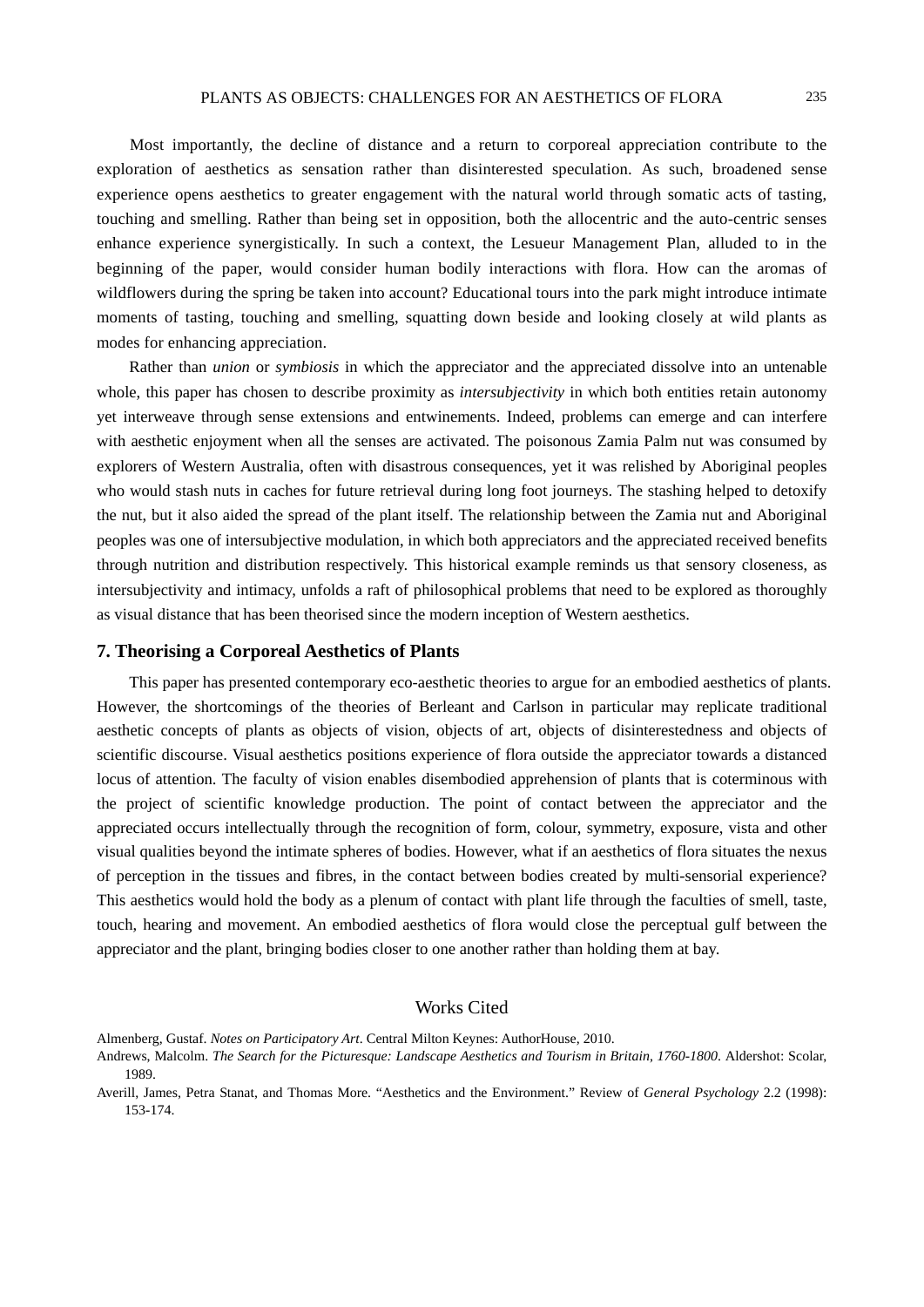Most importantly, the decline of distance and a return to corporeal appreciation contribute to the exploration of aesthetics as sensation rather than disinterested speculation. As such, broadened sense experience opens aesthetics to greater engagement with the natural world through somatic acts of tasting, touching and smelling. Rather than being set in opposition, both the allocentric and the auto-centric senses enhance experience synergistically. In such a context, the Lesueur Management Plan, alluded to in the beginning of the paper, would consider human bodily interactions with flora. How can the aromas of wildflowers during the spring be taken into account? Educational tours into the park might introduce intimate moments of tasting, touching and smelling, squatting down beside and looking closely at wild plants as modes for enhancing appreciation.

Rather than *union* or *symbiosis* in which the appreciator and the appreciated dissolve into an untenable whole, this paper has chosen to describe proximity as *intersubjectivity* in which both entities retain autonomy yet interweave through sense extensions and entwinements. Indeed, problems can emerge and can interfere with aesthetic enjoyment when all the senses are activated. The poisonous Zamia Palm nut was consumed by explorers of Western Australia, often with disastrous consequences, yet it was relished by Aboriginal peoples who would stash nuts in caches for future retrieval during long foot journeys. The stashing helped to detoxify the nut, but it also aided the spread of the plant itself. The relationship between the Zamia nut and Aboriginal peoples was one of intersubjective modulation, in which both appreciators and the appreciated received benefits through nutrition and distribution respectively. This historical example reminds us that sensory closeness, as intersubjectivity and intimacy, unfolds a raft of philosophical problems that need to be explored as thoroughly as visual distance that has been theorised since the modern inception of Western aesthetics.

## 7. Theorising a Corporeal Aesthetics of Plants

This paper has presented contemporary eco-aesthetic theories to argue for an embodied aesthetics of plants. However, the shortcomings of the theories of Berleant and Carlson in particular may replicate traditional aesthetic concepts of plants as objects of vision, objects of art, objects of disinterestedness and objects of scientific discourse. Visual aesthetics positions experience of flora outside the appreciator towards a distanced locus of attention. The faculty of vision enables disembodied apprehension of plants that is coterminous with the project of scientific knowledge production. The point of contact between the appreciator and the appreciated occurs intellectually through the recognition of form, colour, symmetry, exposure, vista and other visual qualities beyond the intimate spheres of bodies. However, what if an aesthetics of flora situates the nexus of perception in the tissues and fibres, in the contact between bodies created by multi-sensorial experience? This aesthetics would hold the body as a plenum of contact with plant life through the faculties of smell, taste, touch, hearing and movement. An embodied aesthetics of flora would close the perceptual gulf between the appreciator and the plant, bringing bodies closer to one another rather than holding them at bay.

## Works Cited

Almenberg, Gustaf. *Notes on Participatory Art*. Central Milton Keynes: AuthorHouse, 2010.

Andrews, Malcolm. *The Search for the Picturesque: Landscape Aesthetics and Tourism in Britain, 1760-1800*. Aldershot: Scolar, 1989.

Averill, James, Petra Stanat, and Thomas More. “Aesthetics and the Environment.” Review of *General Psychology* 2.2 (1998): 153-174.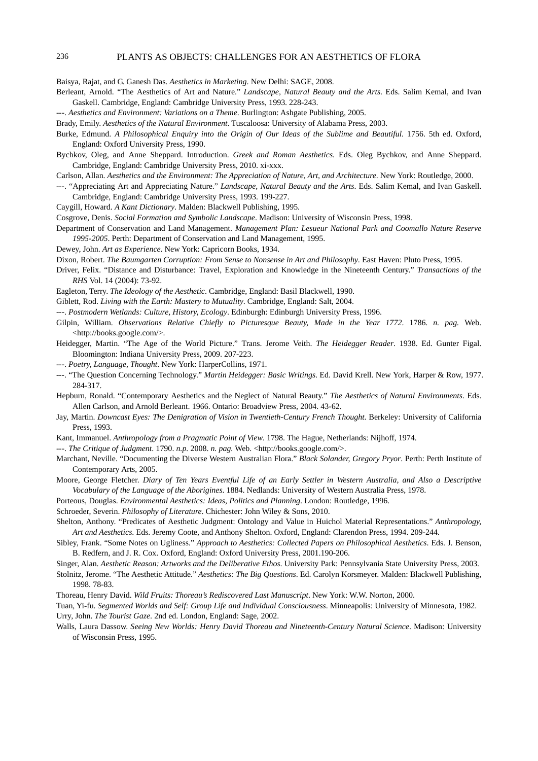Baisya, Rajat, and G. Ganesh Das. *Aesthetics in Marketing*. New Delhi: SAGE, 2008.

Berleant, Arnold. "The Aesthetics of Art and Nature." *Landscape, Natural Beauty and the Arts*. Eds. Salim Kemal, and Ivan Gaskell. Cambridge, England: Cambridge University Press, 1993. 228-243.

---. *Aesthetics and Environment: Variations on a Theme*. Burlington: Ashgate Publishing, 2005.

Brady, Emily. *Aesthetics of the Natural Environment*. Tuscaloosa: University of Alabama Press, 2003.

Burke, Edmund. *A Philosophical Enquiry into the Origin of Our Ideas of the Sublime and Beautiful*. 1756. 5th ed. Oxford, England: Oxford University Press, 1990.

Bychkov, Oleg, and Anne Sheppard. Introduction. *Greek and Roman Aesthetics*. Eds. Oleg Bychkov, and Anne Sheppard. Cambridge, England: Cambridge University Press, 2010. xi-xxx.

Carlson, Allan. *Aesthetics and the Environment: The Appreciation of Nature, Art, and Architecture*. New York: Routledge, 2000.

---. "Appreciating Art and Appreciating Nature." *Landscape, Natural Beauty and the Arts*. Eds. Salim Kemal, and Ivan Gaskell. Cambridge, England: Cambridge University Press, 1993. 199-227.

Caygill, Howard. *A Kant Dictionary*. Malden: Blackwell Publishing, 1995.

Cosgrove, Denis. *Social Formation and Symbolic Landscape*. Madison: University of Wisconsin Press, 1998.

Department of Conservation and Land Management. *Management Plan: Lesueur National Park and Coomallo Nature Reserve 1995-2005*. Perth: Department of Conservation and Land Management, 1995.

Dewey, John. *Art as Experience*. New York: Capricorn Books, 1934.

Dixon, Robert. *The Baumgarten Corruption: From Sense to Nonsense in Art and Philosophy*. East Haven: Pluto Press, 1995.

Driver, Felix. "Distance and Disturbance: Travel, Exploration and Knowledge in the Nineteenth Century." *Transactions of the RHS* Vol. 14 (2004): 73-92.

Eagleton, Terry. *The Ideology of the Aesthetic*. Cambridge, England: Basil Blackwell, 1990.

Giblett, Rod. *Living with the Earth: Mastery to Mutuality*. Cambridge, England: Salt, 2004.

---. *Postmodern Wetlands: Culture, History, Ecology*. Edinburgh: Edinburgh University Press, 1996.

Gilpin, William. *Observations Relative Chiefly to Picturesque Beauty, Made in the Year 1772*. 1786. *n. pag.* Web. <http://books.google.com/>.

Heidegger, Martin. "The Age of the World Picture." Trans. Jerome Veith. *The Heidegger Reader*. 1938. Ed. Gunter Figal. Bloomington: Indiana University Press, 2009. 207-223.

---. *Poetry, Language, Thought*. New York: HarperCollins, 1971.

---. "The Question Concerning Technology." *Martin Heidegger: Basic Writings*. Ed. David Krell. New York, Harper & Row, 1977. 284-317.

Hepburn, Ronald. "Contemporary Aesthetics and the Neglect of Natural Beauty." *The Aesthetics of Natural Environments*. Eds. Allen Carlson, and Arnold Berleant. 1966. Ontario: Broadview Press, 2004. 43-62.

Jay, Martin. *Downcast Eyes: The Denigration of Vision in Twentieth-Century French Thought*. Berkeley: University of California Press, 1993.

Kant, Immanuel. *Anthropology from a Pragmatic Point of View*. 1798. The Hague, Netherlands: Nijhoff, 1974.

---. *The Critique of Judgment*. 1790. *n.p.* 2008. *n. pag.* Web. <http://books.google.com/>.

Marchant, Neville. "Documenting the Diverse Western Australian Flora." *Black Solander, Gregory Pryor*. Perth: Perth Institute of Contemporary Arts, 2005.

Moore, George Fletcher. *Diary of Ten Years Eventful Life of an Early Settler in Western Australia, and Also a Descriptive Vocabulary of the Language of the Aborigines*. 1884. Nedlands: University of Western Australia Press, 1978.

Porteous, Douglas. *Environmental Aesthetics: Ideas, Politics and Planning*. London: Routledge, 1996.

Schroeder, Severin. *Philosophy of Literature*. Chichester: John Wiley & Sons, 2010.

Shelton, Anthony. "Predicates of Aesthetic Judgment: Ontology and Value in Huichol Material Representations." *Anthropology, Art and Aesthetics*. Eds. Jeremy Coote, and Anthony Shelton. Oxford, England: Clarendon Press, 1994. 209-244.

Sibley, Frank. "Some Notes on Ugliness." *Approach to Aesthetics: Collected Papers on Philosophical Aesthetics*. Eds. J. Benson, B. Redfern, and J. R. Cox. Oxford, England: Oxford University Press, 2001.190-206.

Singer, Alan. *Aesthetic Reason: Artworks and the Deliberative Ethos*. University Park: Pennsylvania State University Press, 2003.

Stolnitz, Jerome. "The Aesthetic Attitude." *Aesthetics: The Big Questions*. Ed. Carolyn Korsmeyer. Malden: Blackwell Publishing, 1998. 78-83.

Thoreau, Henry David. *Wild Fruits: Thoreau's Rediscovered Last Manuscript*. New York: W.W. Norton, 2000.

Tuan, Yi-fu. *Segmented Worlds and Self: Group Life and Individual Consciousness*. Minneapolis: University of Minnesota, 1982.

Urry, John. *The Tourist Gaze*. 2nd ed. London, England: Sage, 2002.

Walls, Laura Dassow. *Seeing New Worlds: Henry David Thoreau and Nineteenth-Century Natural Science*. Madison: University of Wisconsin Press, 1995.